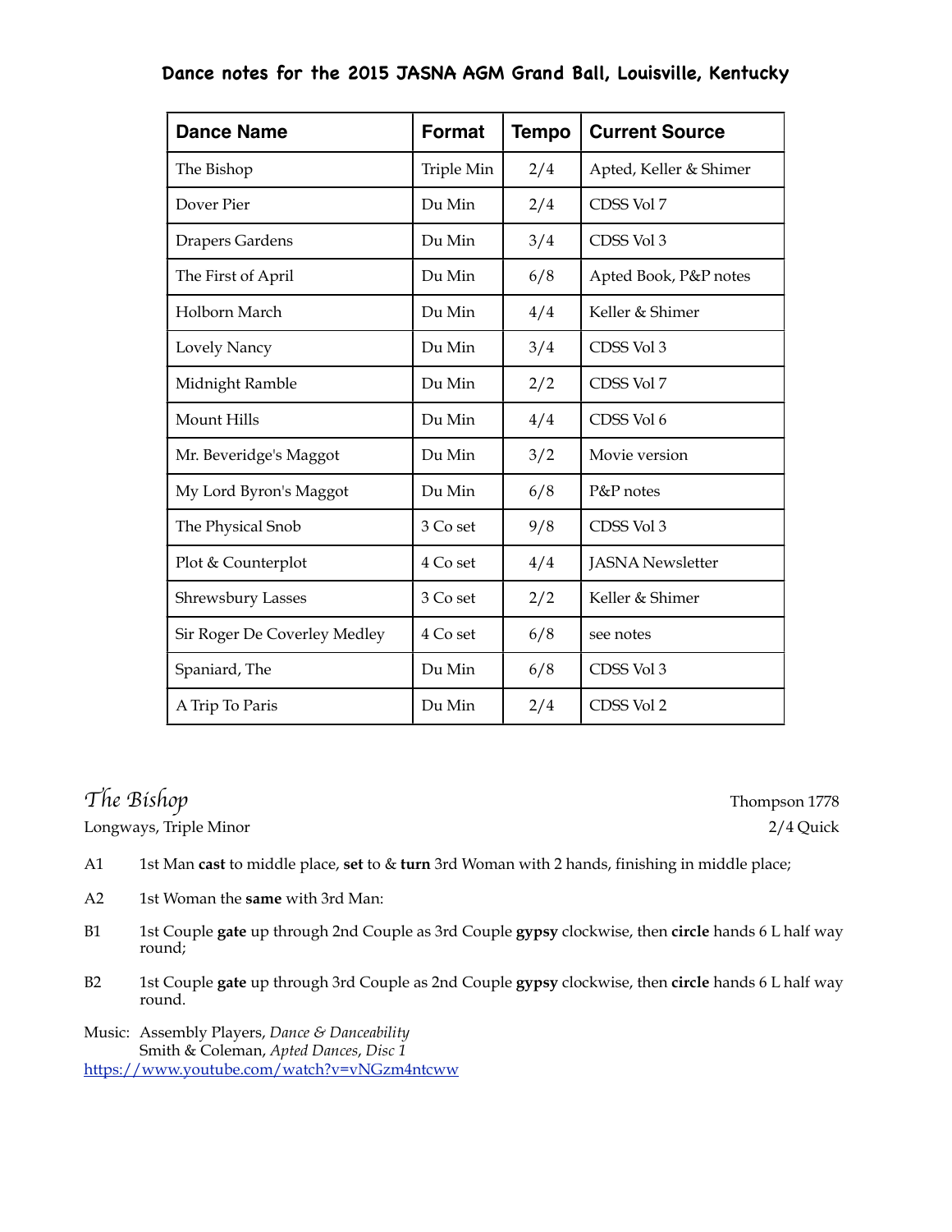# Dance notes for the 2015 JASNA AGM Grand Ball, Louisville, Kentucky

| Dance Name | Format | Tempo | Current Source |
|---|---|---|---|
| The Bishop | Triple Min | 2/4 | Apted, Keller & Shimer |
| Dover Pier | Du Min | 2/4 | CDSS Vol 7 |
| Drapers Gardens | Du Min | 3/4 | CDSS Vol 3 |
| The First of April | Du Min | 6/8 | Apted Book, P&P notes |
| Holborn March | Du Min | 4/4 | Keller & Shimer |
| Lovely Nancy | Du Min | 3/4 | CDSS Vol 3 |
| Midnight Ramble | Du Min | 2/2 | CDSS Vol 7 |
| Mount Hills | Du Min | 4/4 | CDSS Vol 6 |
| Mr. Beveridge's Maggot | Du Min | 3/2 | Movie version |
| My Lord Byron's Maggot | Du Min | 6/8 | P&P notes |
| The Physical Snob | 3 Co set | 9/8 | CDSS Vol 3 |
| Plot & Counterplot | 4 Co set | 4/4 | JASNA Newsletter |
| Shrewsbury Lasses | 3 Co set | 2/2 | Keller & Shimer |
| Sir Roger De Coverley Medley | 4 Co set | 6/8 | see notes |
| Spaniard, The | Du Min | 6/8 | CDSS Vol 3 |
| A Trip To Paris | Du Min | 2/4 | CDSS Vol 2 |

## *The Bishop*

Thompson 1778

Longways, Triple Minor

2/4 Quick

A1 1st Man **cast** to middle place, **set** to & **turn** 3rd Woman with 2 hands, finishing in middle place;

A2 1st Woman the **same** with 3rd Man:

B1 1st Couple **gate** up through 2nd Couple as 3rd Couple **gypsy** clockwise, then **circle** hands 6 L half way round;

B2 1st Couple **gate** up through 3rd Couple as 2nd Couple **gypsy** clockwise, then **circle** hands 6 L half way round.

Music: Assembly Players, *Dance & Danceability*
Smith & Coleman, *Apted Dances, Disc 1*

https://www.youtube.com/watch?v=vNGzm4ntcww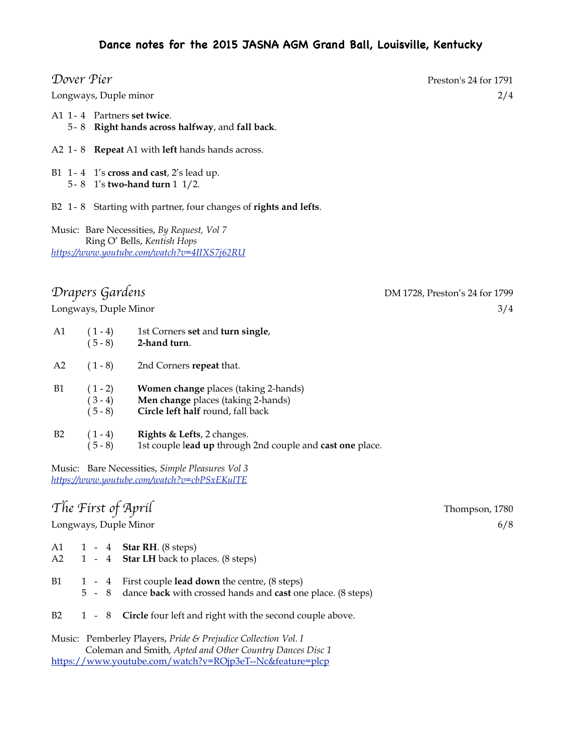# Dance notes for the 2015 JASNA AGM Grand Ball, Louisville, Kentucky

## *Dover Pier*

Preston's 24 for 1791

Longways, Duple minor

2/4

A1 1- 4 Partners **set twice**.
5- 8 **Right hands across halfway**, and **fall back**.

A2 1- 8 **Repeat** A1 with **left** hands hands across.

B1 1- 4 1's **cross and cast**, 2's lead up.
5- 8 1's **two-hand turn** 1 1/2.

B2 1- 8 Starting with partner, four changes of **rights and lefts**.

Music: Bare Necessities, *By Request, Vol 7*
Ring O' Bells, *Kentish Hops*
*https://www.youtube.com/watch?v=4IIXS7j62RU*

## *Drapers Gardens*

DM 1728, Preston's 24 for 1799

Longways, Duple Minor

3/4

A1 (1 - 4) 1st Corners **set** and **turn single**,
(5 - 8) **2-hand turn**.

A2 (1 - 8) 2nd Corners **repeat** that.

B1 (1 - 2) **Women change** places (taking 2-hands)
(3 - 4) **Men change** places (taking 2-hands)
(5 - 8) **Circle left half** round, fall back

B2 (1 - 4) **Rights & Lefts**, 2 changes.
(5 - 8) 1st couple l**ead up** through 2nd couple and **cast one** place.

Music: Bare Necessities, *Simple Pleasures Vol 3*
*https://www.youtube.com/watch?v=cbPSxEKulTE*

## *The First of April*

Thompson, 1780

Longways, Duple Minor

6/8

A1 1 - 4 **Star RH**. (8 steps)
A2 1 - 4 **Star LH** back to places. (8 steps)

B1 1 - 4 First couple **lead down** the centre, (8 steps)
5 - 8 dance **back** with crossed hands and **cast** one place. (8 steps)

B2 1 - 8 **Circle** four left and right with the second couple above.

Music: Pemberley Players, *Pride & Prejudice Collection Vol. I*
Coleman and Smith, *Apted and Other Country Dances Disc 1*
https://www.youtube.com/watch?v=ROjp3eT--Nc&feature=plcp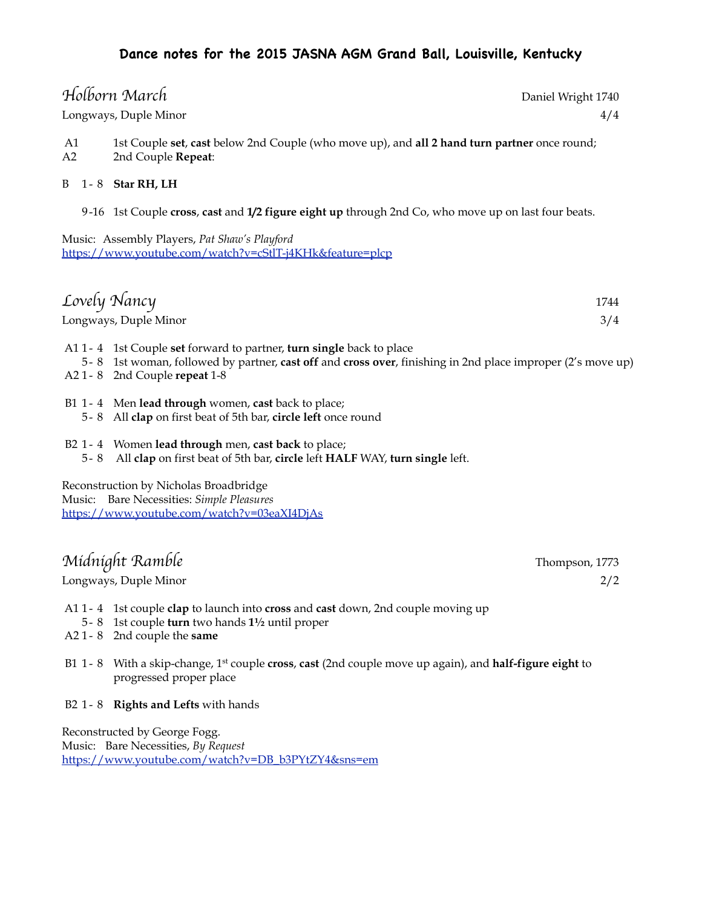## Dance notes for the 2015 JASNA AGM Grand Ball, Louisville, Kentucky

### *Holborn March*

Daniel Wright 1740

Longways, Duple Minor — 4/4

A1 1st Couple **set**, **cast** below 2nd Couple (who move up), and **all 2 hand turn partner** once round;
A2 2nd Couple **Repeat**:

B 1- 8 **Star RH, LH**

9-16 1st Couple **cross**, **cast** and **1/2 figure eight up** through 2nd Co, who move up on last four beats.

Music: Assembly Players, *Pat Shaw's Playford*
https://www.youtube.com/watch?v=cStlT-j4KHk&feature=plcp

### *Lovely Nancy*

1744

Longways, Duple Minor — 3/4

A1 1- 4 1st Couple **set** forward to partner, **turn single** back to place
5- 8 1st woman, followed by partner, **cast off** and **cross over**, finishing in 2nd place improper (2's move up)
A2 1- 8 2nd Couple **repeat** 1-8

B1 1- 4 Men **lead through** women, **cast** back to place;
5- 8 All **clap** on first beat of 5th bar, **circle left** once round

B2 1- 4 Women **lead through** men, **cast back** to place;
5- 8 All **clap** on first beat of 5th bar, **circle** left **HALF** WAY, **turn single** left.

Reconstruction by Nicholas Broadbridge
Music: Bare Necessities: *Simple Pleasures*
https://www.youtube.com/watch?v=03eaXI4DjAs

### *Midnight Ramble*

Thompson, 1773

Longways, Duple Minor — 2/2

A1 1- 4 1st couple **clap** to launch into **cross** and **cast** down, 2nd couple moving up
5- 8 1st couple **turn** two hands **1½** until proper
A2 1- 8 2nd couple the **same**

B1 1- 8 With a skip-change, 1st couple **cross**, **cast** (2nd couple move up again), and **half-figure eight** to progressed proper place

B2 1- 8 **Rights and Lefts** with hands

Reconstructed by George Fogg.
Music: Bare Necessities, *By Request*
https://www.youtube.com/watch?v=DB_b3PYtZY4&sns=em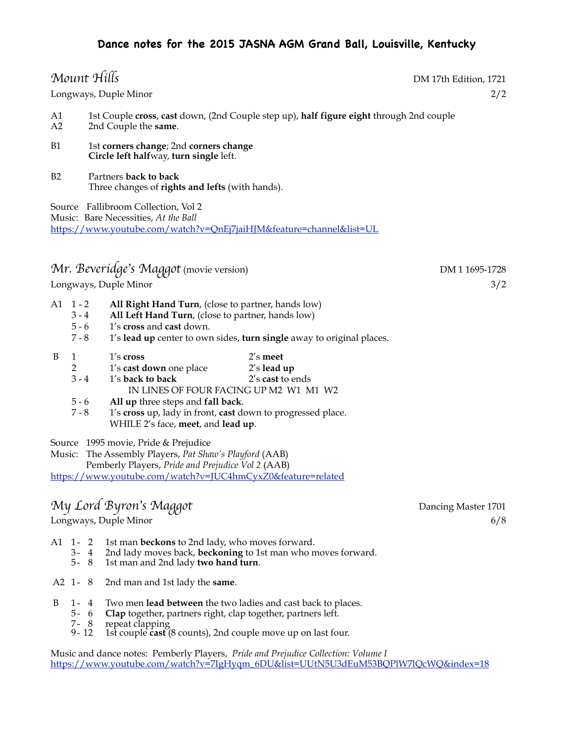# Dance notes for the 2015 JASNA AGM Grand Ball, Louisville, Kentucky

## *Mount Hills*

DM 17th Edition, 1721

Longways, Duple Minor — 2/2

| | |
|---|---|
| A1 | 1st Couple **cross**, **cast** down, (2nd Couple step up), **half figure eight** through 2nd couple |
| A2 | 2nd Couple the **same**. |
| B1 | 1st **corners change**; 2nd **corners change**<br>**Circle left half**way, **turn single** left. |
| B2 | Partners **back to back**<br>Three changes of **rights and lefts** (with hands). |

Source Fallibroom Collection, Vol 2
Music: Bare Necessities, *At the Ball*
https://www.youtube.com/watch?v=QnEj7jaiHJM&feature=channel&list=UL

## *Mr. Beveridge's Maggot* (movie version)

DM 1 1695-1728

Longways, Duple Minor — 3/2

| | | | |
|---|---|---|---|
| A1 | 1 - 2 | **All Right Hand Turn**, (close to partner, hands low) | |
| | 3 - 4 | **All Left Hand Turn**, (close to partner, hands low) | |
| | 5 - 6 | 1's **cross** and **cast** down. | |
| | 7 - 8 | 1's **lead up** center to own sides, **turn single** away to original places. | |
| B | 1 | 1's **cross** | 2's **meet** |
| | 2 | 1's **cast down** one place | 2's **lead up** |
| | 3 - 4 | 1's **back to back** | 2's **cast** to ends |
| | | IN LINES OF FOUR FACING UP M2 W1 M1 W2 | |
| | 5 - 6 | **All up** three steps and **fall back**. | |
| | 7 - 8 | 1's **cross** up, lady in front, **cast** down to progressed place.<br>WHILE 2's face, **meet**, and **lead up**. | |

Source 1995 movie, Pride & Prejudice
Music: The Assembly Players, *Pat Shaw's Playford* (AAB)
Pemberly Players, *Pride and Prejudice Vol 2* (AAB)
https://www.youtube.com/watch?v=JUC4hmCyxZ0&feature=related

## *My Lord Byron's Maggot*

Dancing Master 1701

Longways, Duple Minor — 6/8

| | | |
|---|---|---|
| A1 | 1- 2 | 1st man **beckons** to 2nd lady, who moves forward. |
| | 3- 4 | 2nd lady moves back, **beckoning** to 1st man who moves forward. |
| | 5- 8 | 1st man and 2nd lady **two hand turn**. |
| A2 | 1- 8 | 2nd man and 1st lady the **same**. |
| B | 1- 4 | Two men **lead between** the two ladies and cast back to places. |
| | 5- 6 | **Clap** together, partners right, clap together, partners left. |
| | 7- 8 | repeat clapping |
| | 9- 12 | 1st couple **cast** (8 counts), 2nd couple move up on last four. |

Music and dance notes: Pemberly Players, *Pride and Prejudice Collection: Volume I*
https://www.youtube.com/watch?v=7IgHyqm_6DU&list=UUtN5U3dEuM53BQPlW7lQcWQ&index=18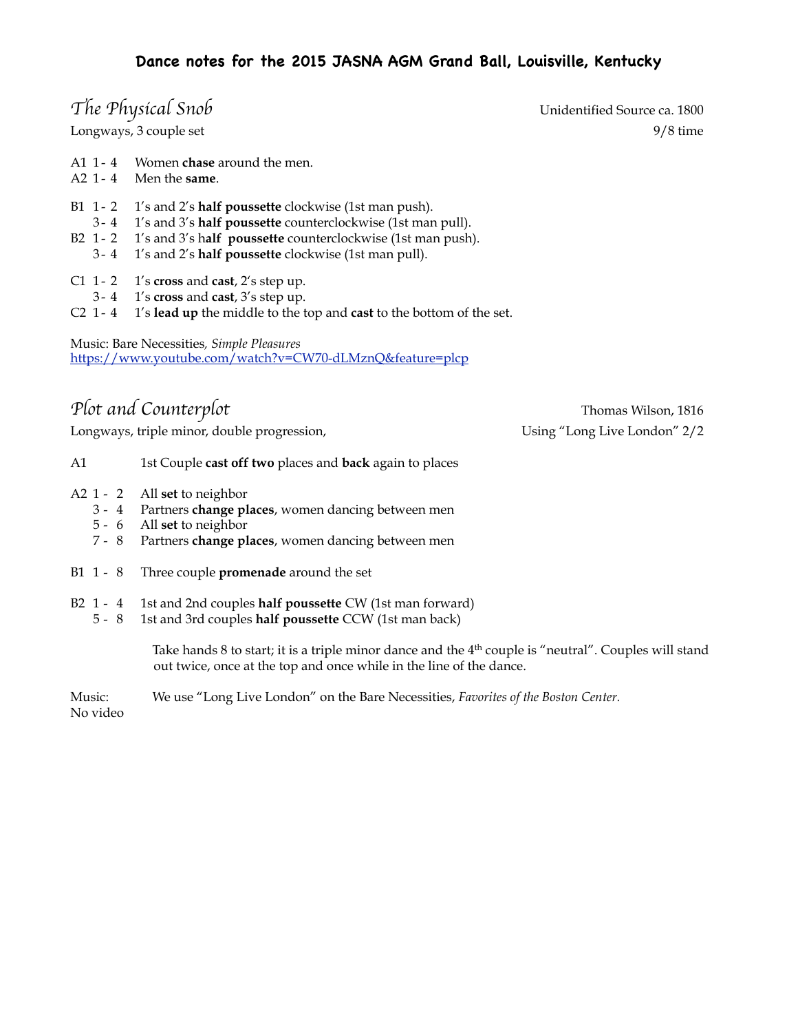# Dance notes for the 2015 JASNA AGM Grand Ball, Louisville, Kentucky

## *The Physical Snob*

Unidentified Source ca. 1800

Longways, 3 couple set

9/8 time

A1 1- 4 Women **chase** around the men.
A2 1- 4 Men the **same**.

B1 1- 2 1's and 2's **half poussette** clockwise (1st man push).
3- 4 1's and 3's **half poussette** counterclockwise (1st man pull).
B2 1- 2 1's and 3's h**alf poussette** counterclockwise (1st man push).
3- 4 1's and 2's **half poussette** clockwise (1st man pull).

C1 1- 2 1's **cross** and **cast**, 2's step up.
3- 4 1's **cross** and **cast**, 3's step up.
C2 1- 4 1's **lead up** the middle to the top and **cast** to the bottom of the set.

Music: Bare Necessities, *Simple Pleasures*
https://www.youtube.com/watch?v=CW70-dLMznQ&feature=plcp

## *Plot and Counterplot*

Thomas Wilson, 1816

Longways, triple minor, double progression,

Using "Long Live London" 2/2

A1 1st Couple **cast off two** places and **back** again to places

A2 1 - 2 All **set** to neighbor
3 - 4 Partners **change places**, women dancing between men
5 - 6 All **set** to neighbor
7 - 8 Partners **change places**, women dancing between men

B1 1 - 8 Three couple **promenade** around the set

B2 1 - 4 1st and 2nd couples **half poussette** CW (1st man forward)
5 - 8 1st and 3rd couples **half poussette** CCW (1st man back)

Take hands 8 to start; it is a triple minor dance and the 4th couple is "neutral". Couples will stand out twice, once at the top and once while in the line of the dance.

Music: We use "Long Live London" on the Bare Necessities, *Favorites of the Boston Center.*
No video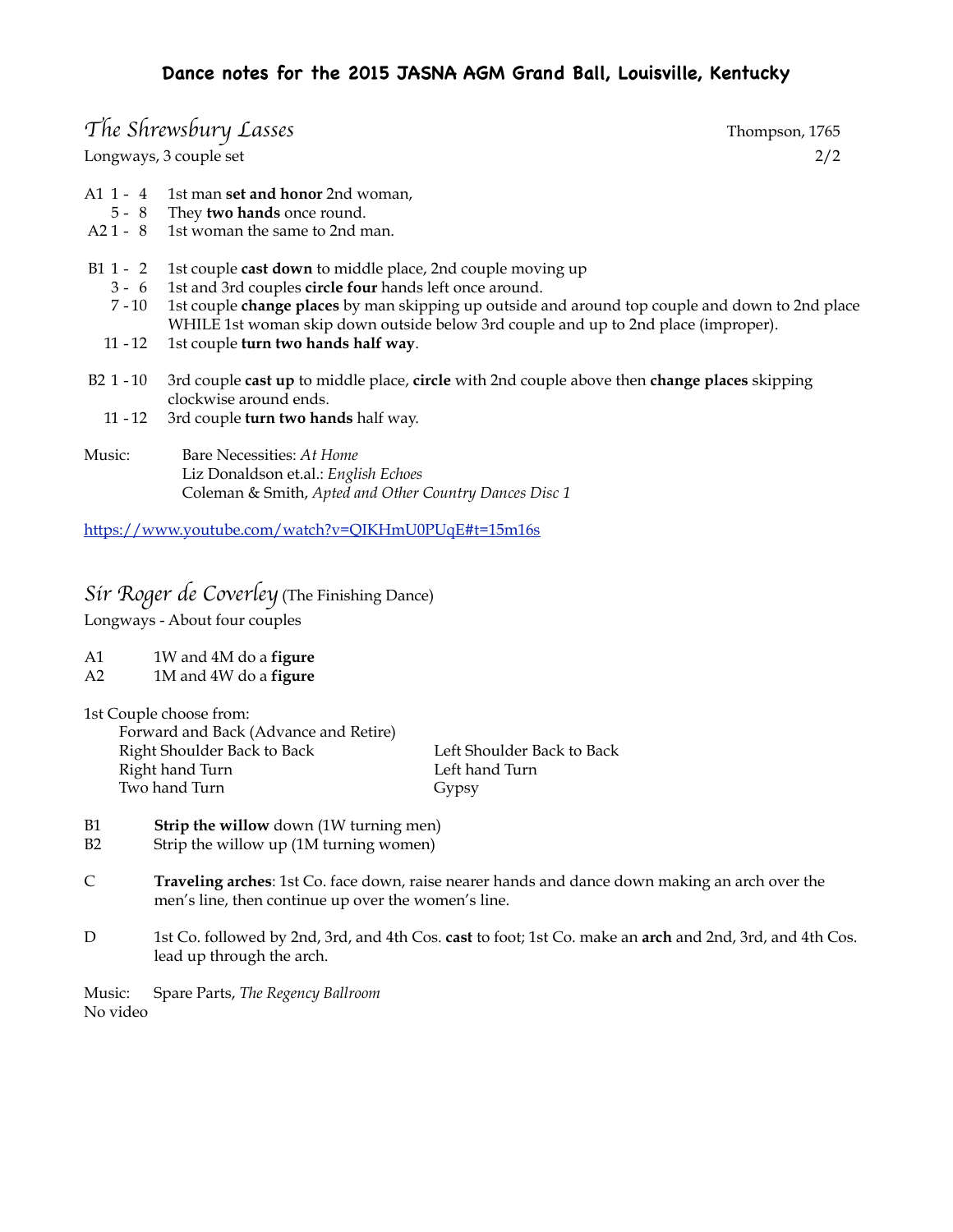## Dance notes for the 2015 JASNA AGM Grand Ball, Louisville, Kentucky

### *The Shrewsbury Lasses*

Thompson, 1765

Longways, 3 couple set 2/2

A1 1 - 4 1st man **set and honor** 2nd woman,
5 - 8 They **two hands** once round.
A2 1 - 8 1st woman the same to 2nd man.

B1 1 - 2 1st couple **cast down** to middle place, 2nd couple moving up
3 - 6 1st and 3rd couples **circle four** hands left once around.
7 - 10 1st couple **change places** by man skipping up outside and around top couple and down to 2nd place WHILE 1st woman skip down outside below 3rd couple and up to 2nd place (improper).
11 - 12 1st couple **turn two hands half way**.

B2 1 - 10 3rd couple **cast up** to middle place, **circle** with 2nd couple above then **change places** skipping clockwise around ends.
11 - 12 3rd couple **turn two hands** half way.

Music: Bare Necessities: *At Home*
Liz Donaldson et.al.: *English Echoes*
Coleman & Smith, *Apted and Other Country Dances Disc 1*

https://www.youtube.com/watch?v=QIKHmU0PUqE#t=15m16s

### *Sir Roger de Coverley* (The Finishing Dance)

Longways - About four couples

A1 1W and 4M do a **figure**
A2 1M and 4W do a **figure**

1st Couple choose from:

- Forward and Back (Advance and Retire)
- Right Shoulder Back to Back
- Left Shoulder Back to Back
- Right hand Turn
- Left hand Turn
- Two hand Turn
- Gypsy

B1 **Strip the willow** down (1W turning men)
B2 Strip the willow up (1M turning women)

C **Traveling arches**: 1st Co. face down, raise nearer hands and dance down making an arch over the men's line, then continue up over the women's line.

D 1st Co. followed by 2nd, 3rd, and 4th Cos. **cast** to foot; 1st Co. make an **arch** and 2nd, 3rd, and 4th Cos. lead up through the arch.

Music: Spare Parts, *The Regency Ballroom*
No video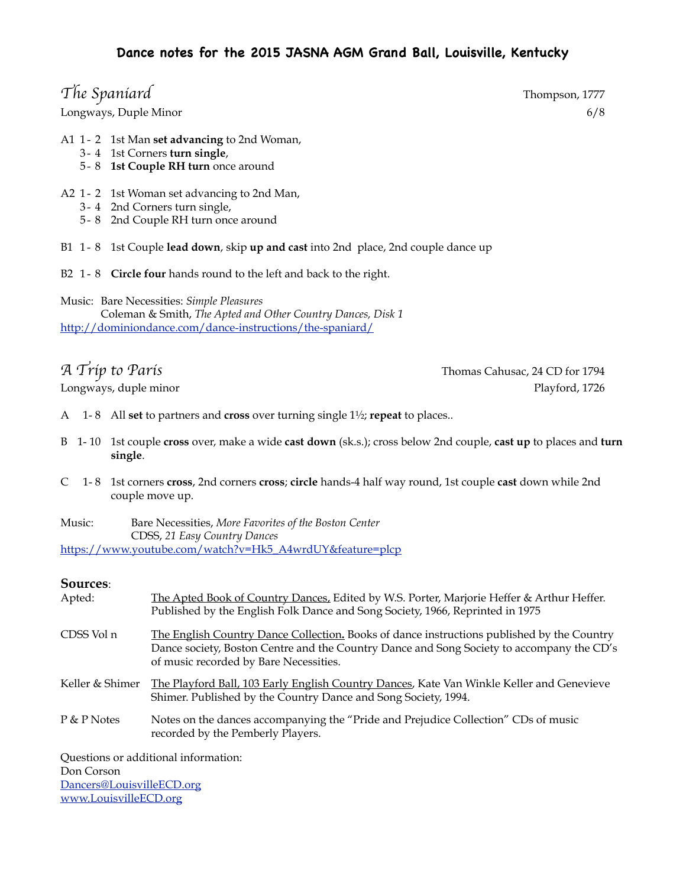## Dance notes for the 2015 JASNA AGM Grand Ball, Louisville, Kentucky

### *The Spaniard*

Thompson, 1777

Longways, Duple Minor — 6/8

A1 1- 2 1st Man **set advancing** to 2nd Woman,
 3- 4 1st Corners **turn single**,
 5- 8 **1st Couple RH turn** once around

A2 1- 2 1st Woman set advancing to 2nd Man,
 3- 4 2nd Corners turn single,
 5- 8 2nd Couple RH turn once around

B1 1- 8 1st Couple **lead down**, skip **up and cast** into 2nd place, 2nd couple dance up

B2 1- 8 **Circle four** hands round to the left and back to the right.

Music: Bare Necessities: *Simple Pleasures*
 Coleman & Smith, *The Apted and Other Country Dances, Disk 1*
http://dominiondance.com/dance-instructions/the-spaniard/

### *A Trip to Paris*

Thomas Cahusac, 24 CD for 1794
Playford, 1726

Longways, duple minor

A 1- 8 All **set** to partners and **cross** over turning single 1½; **repeat** to places..

B 1- 10 1st couple **cross** over, make a wide **cast down** (sk.s.); cross below 2nd couple, **cast up** to places and **turn single**.

C 1- 8 1st corners **cross**, 2nd corners **cross**; **circle** hands-4 half way round, 1st couple **cast** down while 2nd couple move up.

Music: Bare Necessities, *More Favorites of the Boston Center*
 CDSS, *21 Easy Country Dances*
https://www.youtube.com/watch?v=Hk5_A4wrdUY&feature=plcp

**Sources**:

Apted: The Apted Book of Country Dances, Edited by W.S. Porter, Marjorie Heffer & Arthur Heffer. Published by the English Folk Dance and Song Society, 1966, Reprinted in 1975

CDSS Vol n: The English Country Dance Collection. Books of dance instructions published by the Country Dance society, Boston Centre and the Country Dance and Song Society to accompany the CD's of music recorded by Bare Necessities.

Keller & Shimer: The Playford Ball, 103 Early English Country Dances, Kate Van Winkle Keller and Genevieve Shimer. Published by the Country Dance and Song Society, 1994.

P & P Notes: Notes on the dances accompanying the "Pride and Prejudice Collection" CDs of music recorded by the Pemberly Players.

Questions or additional information:
Don Corson
Dancers@LouisvilleECD.org
www.LouisvilleECD.org